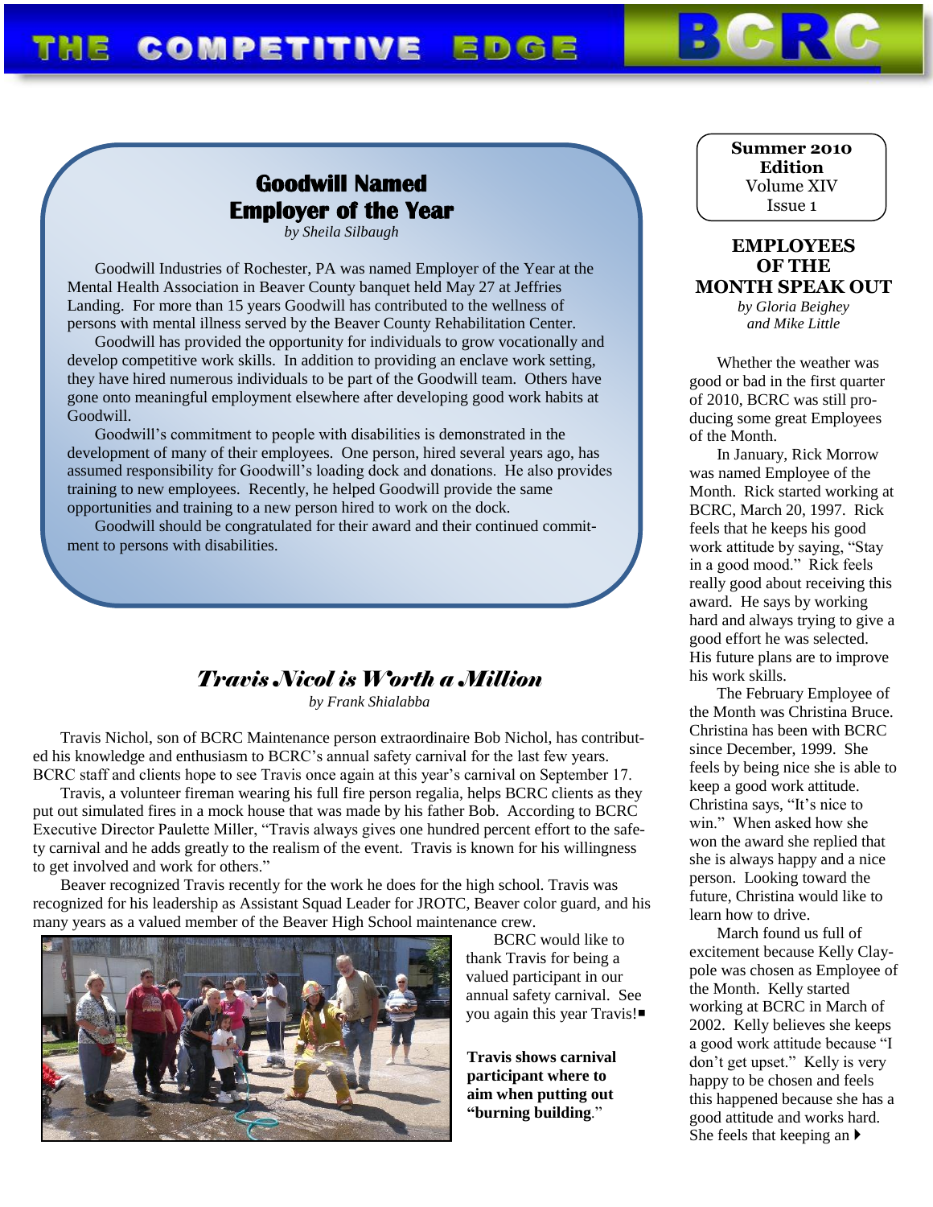# THE COMPETITIVE EDGE — BCRC

**Summer 2010 Edition**
Volume XIV
Issue 1

## Goodwill Named Employer of the Year

*by Sheila Silbaugh*

Goodwill Industries of Rochester, PA was named Employer of the Year at the Mental Health Association in Beaver County banquet held May 27 at Jeffries Landing. For more than 15 years Goodwill has contributed to the wellness of persons with mental illness served by the Beaver County Rehabilitation Center.

Goodwill has provided the opportunity for individuals to grow vocationally and develop competitive work skills. In addition to providing an enclave work setting, they have hired numerous individuals to be part of the Goodwill team. Others have gone onto meaningful employment elsewhere after developing good work habits at Goodwill.

Goodwill's commitment to people with disabilities is demonstrated in the development of many of their employees. One person, hired several years ago, has assumed responsibility for Goodwill's loading dock and donations. He also provides training to new employees. Recently, he helped Goodwill provide the same opportunities and training to a new person hired to work on the dock.

Goodwill should be congratulated for their award and their continued commitment to persons with disabilities.

## *Travis Nicol is Worth a Million*

*by Frank Shialabba*

Travis Nichol, son of BCRC Maintenance person extraordinaire Bob Nichol, has contributed his knowledge and enthusiasm to BCRC's annual safety carnival for the last few years. BCRC staff and clients hope to see Travis once again at this year's carnival on September 17.

Travis, a volunteer fireman wearing his full fire person regalia, helps BCRC clients as they put out simulated fires in a mock house that was made by his father Bob. According to BCRC Executive Director Paulette Miller, "Travis always gives one hundred percent effort to the safety carnival and he adds greatly to the realism of the event. Travis is known for his willingness to get involved and work for others."

Beaver recognized Travis recently for the work he does for the high school. Travis was recognized for his leadership as Assistant Squad Leader for JROTC, Beaver color guard, and his many years as a valued member of the Beaver High School maintenance crew.

BCRC would like to thank Travis for being a valued participant in our annual safety carnival. See you again this year Travis!■

**Travis shows carnival participant where to aim when putting out "burning building**."

## EMPLOYEES OF THE MONTH SPEAK OUT

*by Gloria Beighey and Mike Little*

Whether the weather was good or bad in the first quarter of 2010, BCRC was still producing some great Employees of the Month.

In January, Rick Morrow was named Employee of the Month. Rick started working at BCRC, March 20, 1997. Rick feels that he keeps his good work attitude by saying, "Stay in a good mood." Rick feels really good about receiving this award. He says by working hard and always trying to give a good effort he was selected. His future plans are to improve his work skills.

The February Employee of the Month was Christina Bruce. Christina has been with BCRC since December, 1999. She feels by being nice she is able to keep a good work attitude. Christina says, "It's nice to win." When asked how she won the award she replied that she is always happy and a nice person. Looking toward the future, Christina would like to learn how to drive.

March found us full of excitement because Kelly Claypole was chosen as Employee of the Month. Kelly started working at BCRC in March of 2002. Kelly believes she keeps a good work attitude because "I don't get upset." Kelly is very happy to be chosen and feels this happened because she has a good attitude and works hard. She feels that keeping an ▸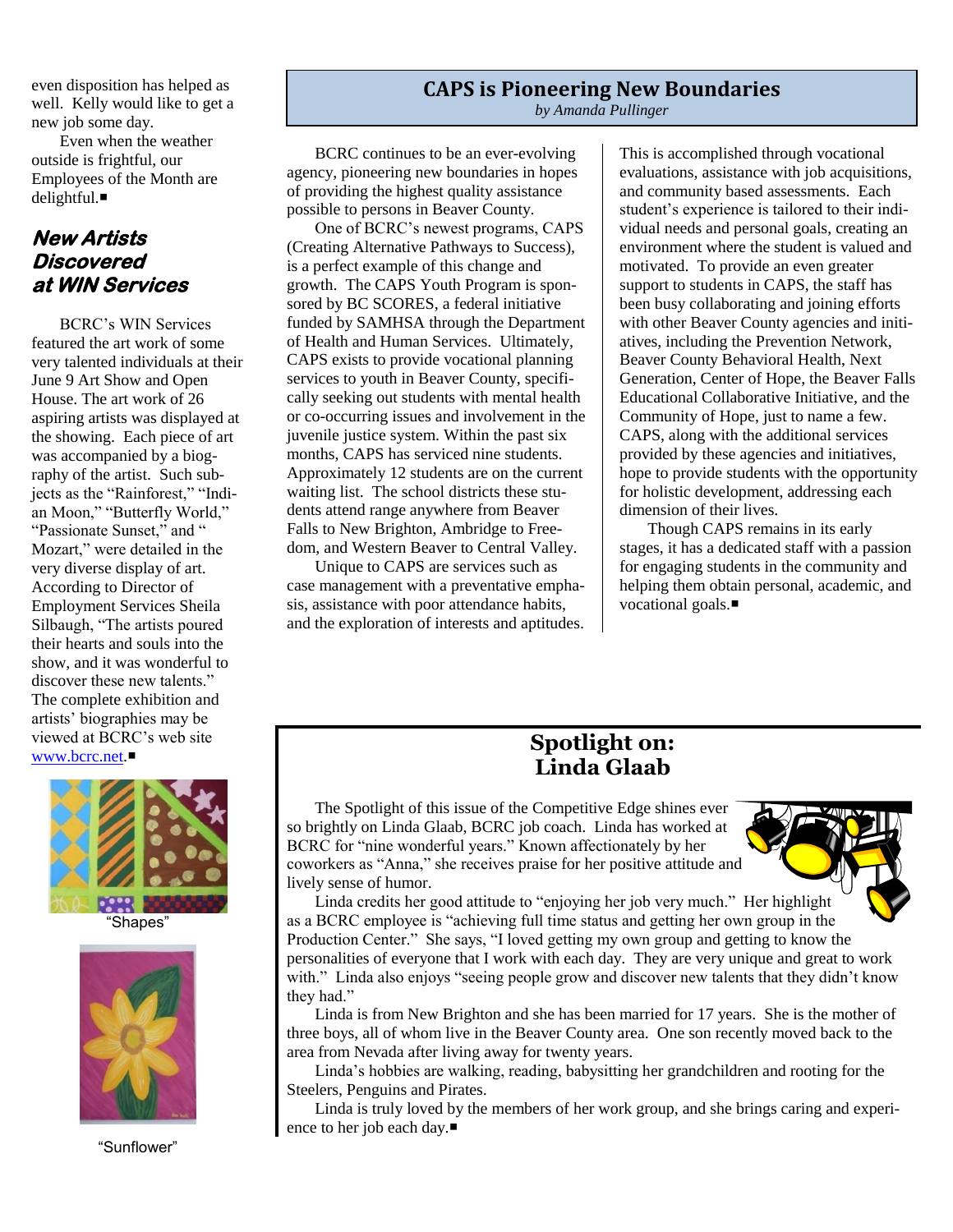even disposition has helped as well. Kelly would like to get a new job some day.

Even when the weather outside is frightful, our Employees of the Month are delightful.■

## New Artists Discovered at WIN Services

BCRC's WIN Services featured the art work of some very talented individuals at their June 9 Art Show and Open House. The art work of 26 aspiring artists was displayed at the showing. Each piece of art was accompanied by a biography of the artist. Such subjects as the "Rainforest," "Indian Moon," "Butterfly World," "Passionate Sunset," and " Mozart," were detailed in the very diverse display of art. According to Director of Employment Services Sheila Silbaugh, "The artists poured their hearts and souls into the show, and it was wonderful to discover these new talents." The complete exhibition and artists' biographies may be viewed at BCRC's web site [www.bcrc.net](http://www.bcrc.net).■

"Shapes"

"Sunflower"

## CAPS is Pioneering New Boundaries

*by Amanda Pullinger*

BCRC continues to be an ever-evolving agency, pioneering new boundaries in hopes of providing the highest quality assistance possible to persons in Beaver County.

One of BCRC's newest programs, CAPS (Creating Alternative Pathways to Success), is a perfect example of this change and growth. The CAPS Youth Program is sponsored by BC SCORES, a federal initiative funded by SAMHSA through the Department of Health and Human Services. Ultimately, CAPS exists to provide vocational planning services to youth in Beaver County, specifically seeking out students with mental health or co-occurring issues and involvement in the juvenile justice system. Within the past six months, CAPS has serviced nine students. Approximately 12 students are on the current waiting list. The school districts these students attend range anywhere from Beaver Falls to New Brighton, Ambridge to Freedom, and Western Beaver to Central Valley.

Unique to CAPS are services such as case management with a preventative emphasis, assistance with poor attendance habits, and the exploration of interests and aptitudes. This is accomplished through vocational evaluations, assistance with job acquisitions, and community based assessments. Each student's experience is tailored to their individual needs and personal goals, creating an environment where the student is valued and motivated. To provide an even greater support to students in CAPS, the staff has been busy collaborating and joining efforts with other Beaver County agencies and initiatives, including the Prevention Network, Beaver County Behavioral Health, Next Generation, Center of Hope, the Beaver Falls Educational Collaborative Initiative, and the Community of Hope, just to name a few. CAPS, along with the additional services provided by these agencies and initiatives, hope to provide students with the opportunity for holistic development, addressing each dimension of their lives.

Though CAPS remains in its early stages, it has a dedicated staff with a passion for engaging students in the community and helping them obtain personal, academic, and vocational goals.■

## Spotlight on: Linda Glaab

The Spotlight of this issue of the Competitive Edge shines ever so brightly on Linda Glaab, BCRC job coach. Linda has worked at BCRC for "nine wonderful years." Known affectionately by her coworkers as "Anna," she receives praise for her positive attitude and lively sense of humor.

Linda credits her good attitude to "enjoying her job very much." Her highlight as a BCRC employee is "achieving full time status and getting her own group in the Production Center." She says, "I loved getting my own group and getting to know the personalities of everyone that I work with each day. They are very unique and great to work with." Linda also enjoys "seeing people grow and discover new talents that they didn't know they had."

Linda is from New Brighton and she has been married for 17 years. She is the mother of three boys, all of whom live in the Beaver County area. One son recently moved back to the area from Nevada after living away for twenty years.

Linda's hobbies are walking, reading, babysitting her grandchildren and rooting for the Steelers, Penguins and Pirates.

Linda is truly loved by the members of her work group, and she brings caring and experience to her job each day.■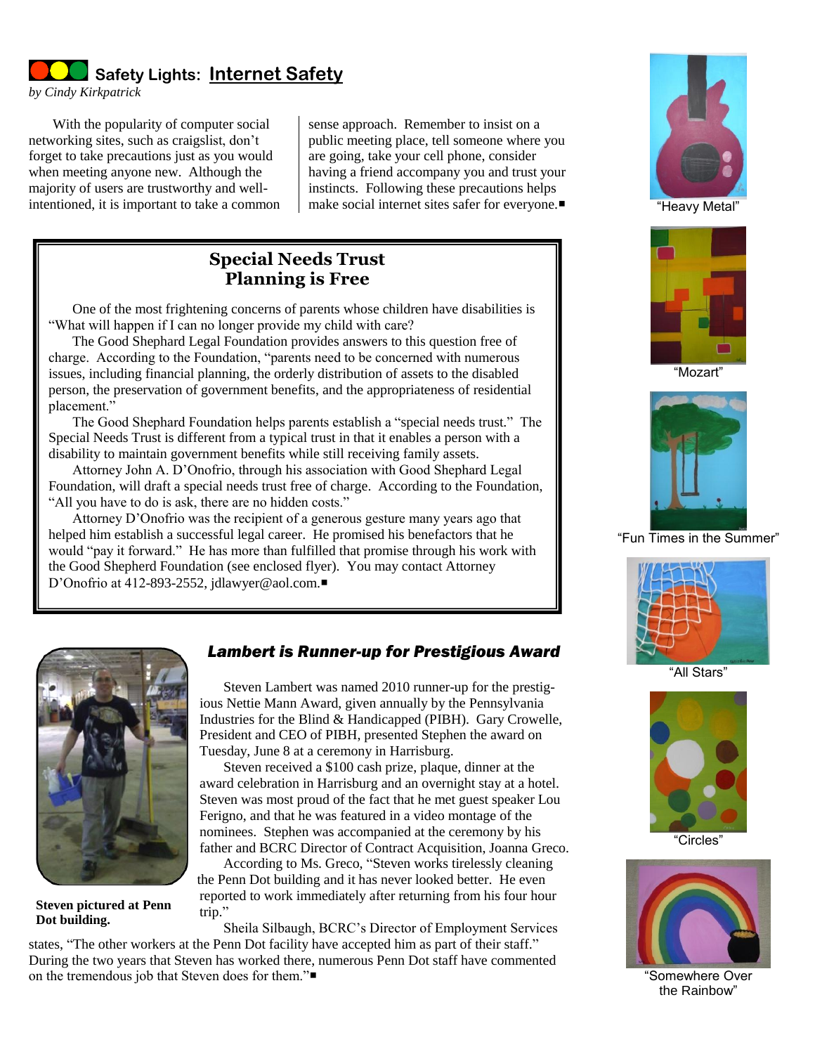## Safety Lights: Internet Safety

*by Cindy Kirkpatrick*

With the popularity of computer social networking sites, such as craigslist, don't forget to take precautions just as you would when meeting anyone new. Although the majority of users are trustworthy and well-intentioned, it is important to take a common sense approach. Remember to insist on a public meeting place, tell someone where you are going, take your cell phone, consider having a friend accompany you and trust your instincts. Following these precautions helps make social internet sites safer for everyone.■

## Special Needs Trust Planning is Free

One of the most frightening concerns of parents whose children have disabilities is "What will happen if I can no longer provide my child with care?

The Good Shephard Legal Foundation provides answers to this question free of charge. According to the Foundation, "parents need to be concerned with numerous issues, including financial planning, the orderly distribution of assets to the disabled person, the preservation of government benefits, and the appropriateness of residential placement."

The Good Shephard Foundation helps parents establish a "special needs trust." The Special Needs Trust is different from a typical trust in that it enables a person with a disability to maintain government benefits while still receiving family assets.

Attorney John A. D'Onofrio, through his association with Good Shephard Legal Foundation, will draft a special needs trust free of charge. According to the Foundation, "All you have to do is ask, there are no hidden costs."

Attorney D'Onofrio was the recipient of a generous gesture many years ago that helped him establish a successful legal career. He promised his benefactors that he would "pay it forward." He has more than fulfilled that promise through his work with the Good Shepherd Foundation (see enclosed flyer). You may contact Attorney D'Onofrio at 412-893-2552, jdlawyer@aol.com.■

## *Lambert is Runner-up for Prestigious Award*

**Steven pictured at Penn Dot building.**

Steven Lambert was named 2010 runner-up for the prestigious Nettie Mann Award, given annually by the Pennsylvania Industries for the Blind & Handicapped (PIBH). Gary Crowelle, President and CEO of PIBH, presented Stephen the award on Tuesday, June 8 at a ceremony in Harrisburg.

Steven received a $100 cash prize, plaque, dinner at the award celebration in Harrisburg and an overnight stay at a hotel. Steven was most proud of the fact that he met guest speaker Lou Ferigno, and that he was featured in a video montage of the nominees. Stephen was accompanied at the ceremony by his father and BCRC Director of Contract Acquisition, Joanna Greco.

According to Ms. Greco, "Steven works tirelessly cleaning the Penn Dot building and it has never looked better. He even reported to work immediately after returning from his four hour trip."

Sheila Silbaugh, BCRC's Director of Employment Services states, "The other workers at the Penn Dot facility have accepted him as part of their staff." During the two years that Steven has worked there, numerous Penn Dot staff have commented on the tremendous job that Steven does for them."■

"Heavy Metal"

"Mozart"

"Fun Times in the Summer"

"All Stars"

"Circles"

"Somewhere Over the Rainbow"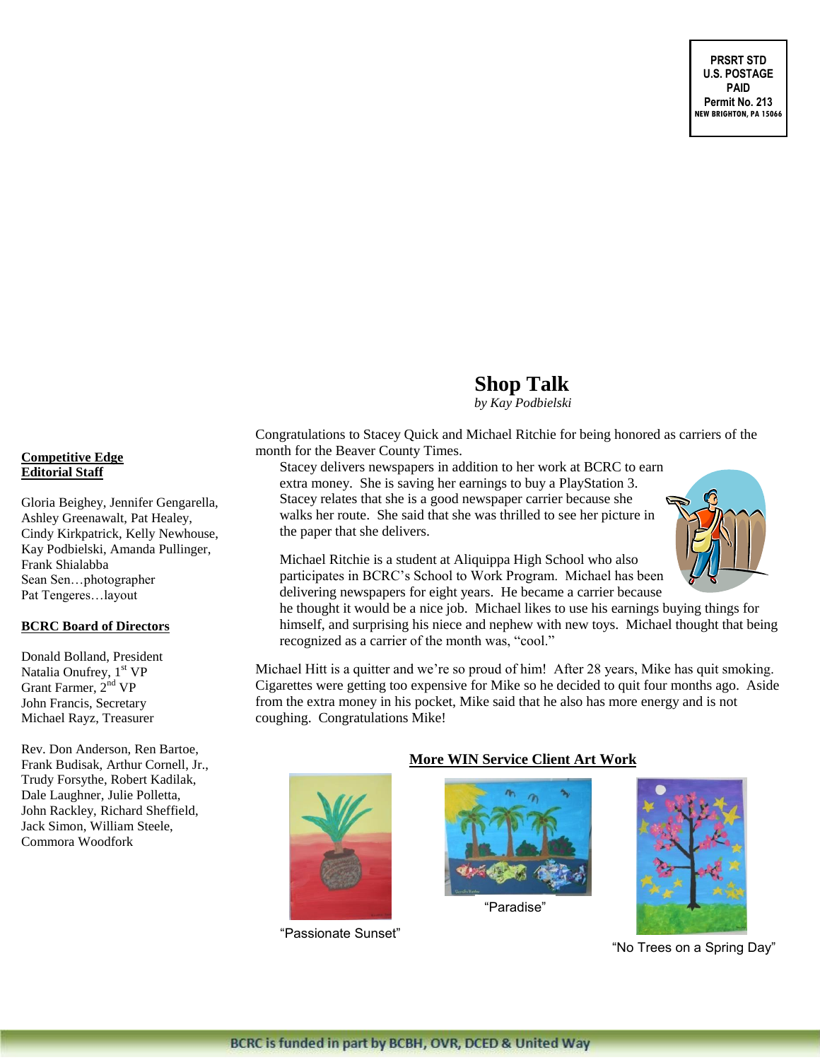PRSRT STD
U.S. POSTAGE
PAID
Permit No. 213
NEW BRIGHTON, PA 15066

## Shop Talk

*by Kay Podbielski*

Congratulations to Stacey Quick and Michael Ritchie for being honored as carriers of the month for the Beaver County Times.

Stacey delivers newspapers in addition to her work at BCRC to earn extra money. She is saving her earnings to buy a PlayStation 3. Stacey relates that she is a good newspaper carrier because she walks her route. She said that she was thrilled to see her picture in the paper that she delivers.

Michael Ritchie is a student at Aliquippa High School who also participates in BCRC's School to Work Program. Michael has been delivering newspapers for eight years. He became a carrier because he thought it would be a nice job. Michael likes to use his earnings buying things for himself, and surprising his niece and nephew with new toys. Michael thought that being recognized as a carrier of the month was, "cool."

Michael Hitt is a quitter and we're so proud of him! After 28 years, Mike has quit smoking. Cigarettes were getting too expensive for Mike so he decided to quit four months ago. Aside from the extra money in his pocket, Mike said that he also has more energy and is not coughing. Congratulations Mike!

### More WIN Service Client Art Work

"Passionate Sunset"

"Paradise"

"No Trees on a Spring Day"

**Competitive Edge Editorial Staff**

Gloria Beighey, Jennifer Gengarella, Ashley Greenawalt, Pat Healey, Cindy Kirkpatrick, Kelly Newhouse, Kay Podbielski, Amanda Pullinger, Frank Shialabba
Sean Sen…photographer
Pat Tengeres…layout

**BCRC Board of Directors**

Donald Bolland, President
Natalia Onufrey, 1st VP
Grant Farmer, 2nd VP
John Francis, Secretary
Michael Rayz, Treasurer

Rev. Don Anderson, Ren Bartoe, Frank Budisak, Arthur Cornell, Jr., Trudy Forsythe, Robert Kadilak, Dale Laughner, Julie Polletta, John Rackley, Richard Sheffield, Jack Simon, William Steele, Commora Woodfork

BCRC is funded in part by BCBH, OVR, DCED & United Way